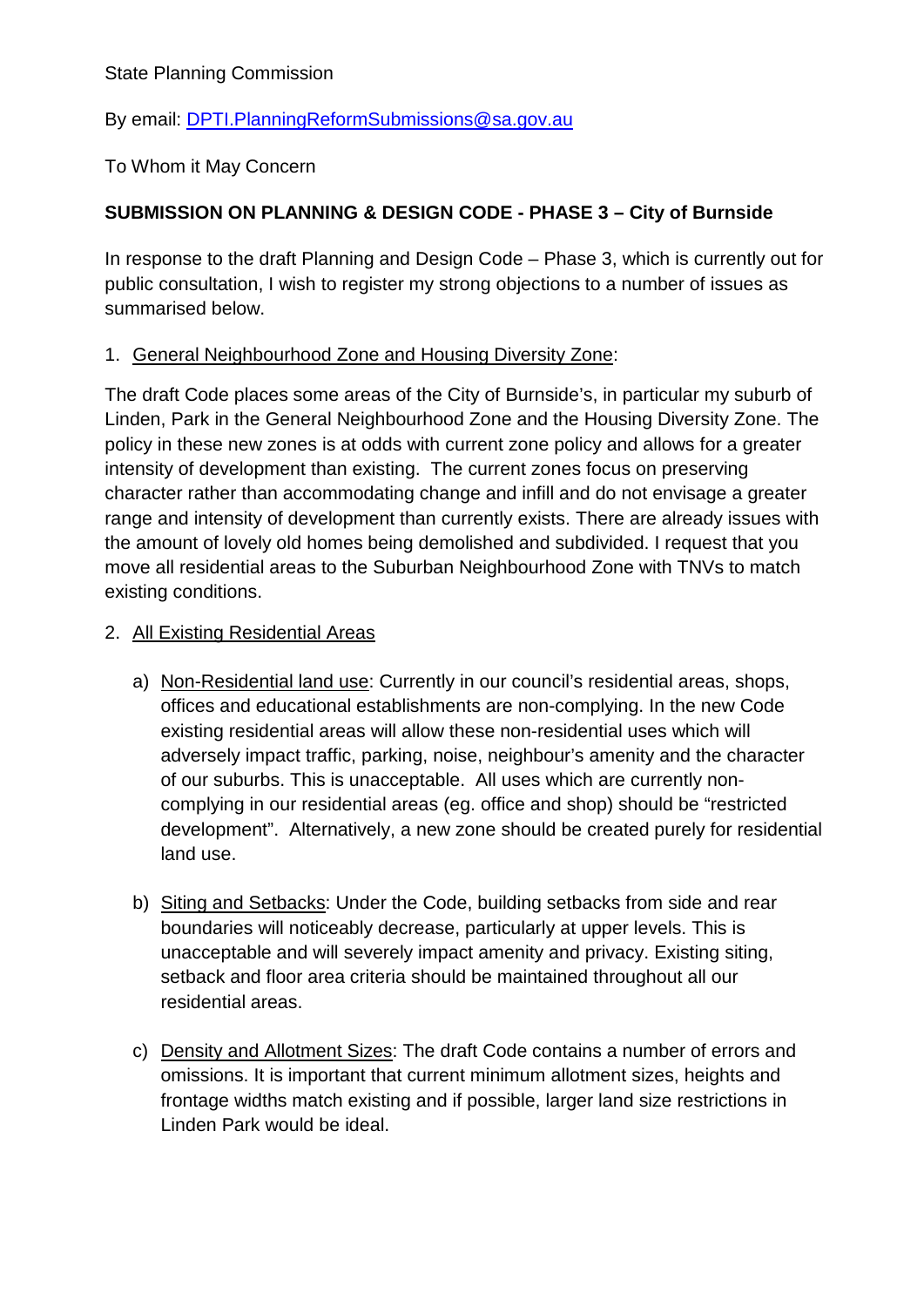State Planning Commission

By email: [DPTI.PlanningReformSubmissions@sa.gov.au](mailto:DPTI.PlanningReformSubmissions@sa.gov.au)

To Whom it May Concern

**SUBMISSION ON PLANNING & DESIGN CODE - PHASE 3 – City of Burnside**

In response to the draft Planning and Design Code – Phase 3, which is currently out for public consultation, I wish to register my strong objections to a number of issues as summarised below.

1. <u>General Neighbourhood Zone and Housing Diversity Zone</u>:

The draft Code places some areas of the City of Burnside's, in particular my suburb of Linden, Park in the General Neighbourhood Zone and the Housing Diversity Zone. The policy in these new zones is at odds with current zone policy and allows for a greater intensity of development than existing. The current zones focus on preserving character rather than accommodating change and infill and do not envisage a greater range and intensity of development than currently exists. There are already issues with the amount of lovely old homes being demolished and subdivided. I request that you move all residential areas to the Suburban Neighbourhood Zone with TNVs to match existing conditions.

2. <u>All Existing Residential Areas</u>

   a) <u>Non-Residential land use</u>: Currently in our council's residential areas, shops, offices and educational establishments are non-complying. In the new Code existing residential areas will allow these non-residential uses which will adversely impact traffic, parking, noise, neighbour's amenity and the character of our suburbs. This is unacceptable. All uses which are currently non-complying in our residential areas (eg. office and shop) should be "restricted development". Alternatively, a new zone should be created purely for residential land use.

   b) <u>Siting and Setbacks</u>: Under the Code, building setbacks from side and rear boundaries will noticeably decrease, particularly at upper levels. This is unacceptable and will severely impact amenity and privacy. Existing siting, setback and floor area criteria should be maintained throughout all our residential areas.

   c) <u>Density and Allotment Sizes</u>: The draft Code contains a number of errors and omissions. It is important that current minimum allotment sizes, heights and frontage widths match existing and if possible, larger land size restrictions in Linden Park would be ideal.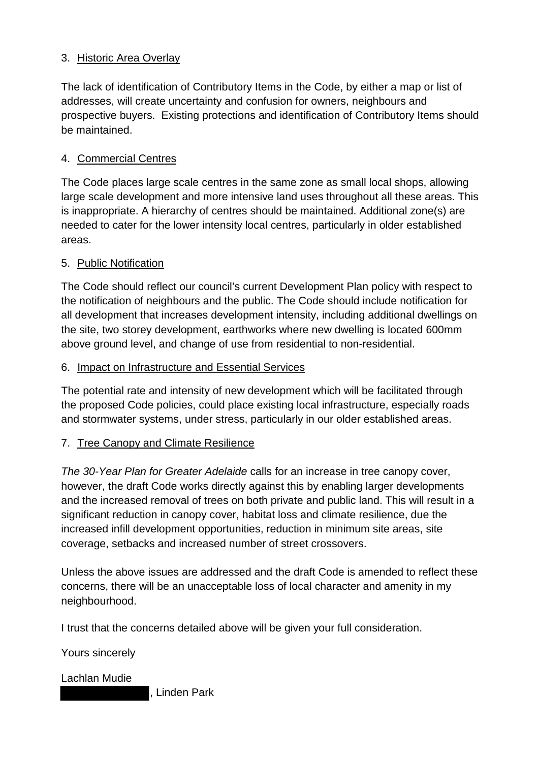3. Historic Area Overlay

The lack of identification of Contributory Items in the Code, by either a map or list of addresses, will create uncertainty and confusion for owners, neighbours and prospective buyers. Existing protections and identification of Contributory Items should be maintained.

4. Commercial Centres

The Code places large scale centres in the same zone as small local shops, allowing large scale development and more intensive land uses throughout all these areas. This is inappropriate. A hierarchy of centres should be maintained. Additional zone(s) are needed to cater for the lower intensity local centres, particularly in older established areas.

5. Public Notification

The Code should reflect our council's current Development Plan policy with respect to the notification of neighbours and the public. The Code should include notification for all development that increases development intensity, including additional dwellings on the site, two storey development, earthworks where new dwelling is located 600mm above ground level, and change of use from residential to non-residential.

6. Impact on Infrastructure and Essential Services

The potential rate and intensity of new development which will be facilitated through the proposed Code policies, could place existing local infrastructure, especially roads and stormwater systems, under stress, particularly in our older established areas.

7. Tree Canopy and Climate Resilience

*The 30-Year Plan for Greater Adelaide* calls for an increase in tree canopy cover, however, the draft Code works directly against this by enabling larger developments and the increased removal of trees on both private and public land. This will result in a significant reduction in canopy cover, habitat loss and climate resilience, due the increased infill development opportunities, reduction in minimum site areas, site coverage, setbacks and increased number of street crossovers.

Unless the above issues are addressed and the draft Code is amended to reflect these concerns, there will be an unacceptable loss of local character and amenity in my neighbourhood.

I trust that the concerns detailed above will be given your full consideration.

Yours sincerely

Lachlan Mudie
[REDACTED], Linden Park